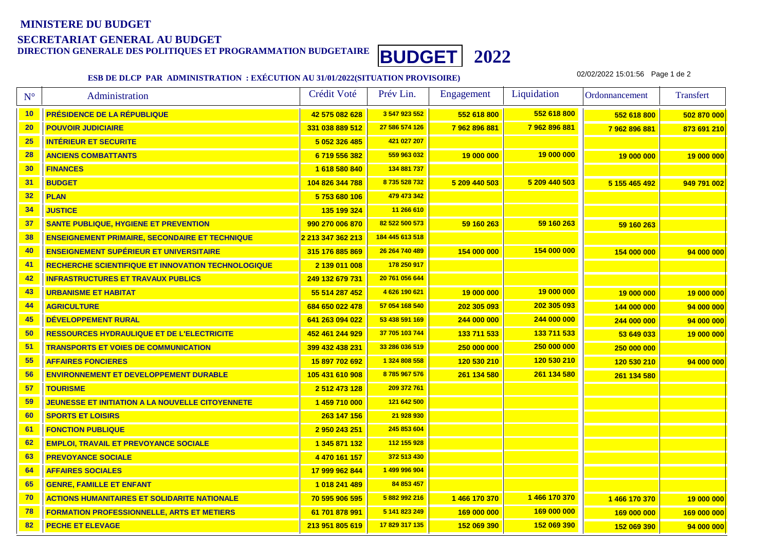**MINISTERE DU BUDGET**

**SECRETARIAT GENERAL AU BUDGET**

**DIRECTION GENERALE DES POLITIQUES ET PROGRAMMATION BUDGETAIRE**

# BUDGET 2022

**ESB DE DLCP PAR ADMINISTRATION : EXÉCUTION AU 31/01/2022(SITUATION PROVISOIRE)**

02/02/2022 15:01:56

| N° | Administration | Crédit Voté | Prév Lin. | Engagement | Liquidation | Ordonnancement | Transfert |
|---|---|---|---|---|---|---|---|
| 10 | PRÉSIDENCE DE LA RÉPUBLIQUE | 42 575 082 628 | 3 547 923 552 | 552 618 800 | 552 618 800 | 552 618 800 | 502 870 000 |
| 20 | POUVOIR JUDICIAIRE | 331 038 889 512 | 27 586 574 126 | 7 962 896 881 | 7 962 896 881 | 7 962 896 881 | 873 691 210 |
| 25 | INTÉRIEUR ET SECURITE | 5 052 326 485 | 421 027 207 | | | | |
| 28 | ANCIENS COMBATTANTS | 6 719 556 382 | 559 963 032 | 19 000 000 | 19 000 000 | 19 000 000 | 19 000 000 |
| 30 | FINANCES | 1 618 580 840 | 134 881 737 | | | | |
| 31 | BUDGET | 104 826 344 788 | 8 735 528 732 | 5 209 440 503 | 5 209 440 503 | 5 155 465 492 | 949 791 002 |
| 32 | PLAN | 5 753 680 106 | 479 473 342 | | | | |
| 34 | JUSTICE | 135 199 324 | 11 266 610 | | | | |
| 37 | SANTE PUBLIQUE, HYGIENE ET PREVENTION | 990 270 006 870 | 82 522 500 573 | 59 160 263 | 59 160 263 | 59 160 263 | |
| 38 | ENSEIGNEMENT PRIMAIRE, SECONDAIRE ET TECHNIQUE | 2 213 347 362 213 | 184 445 613 518 | | | | |
| 40 | ENSEIGNEMENT SUPÉRIEUR ET UNIVERSITAIRE | 315 176 885 869 | 26 264 740 489 | 154 000 000 | 154 000 000 | 154 000 000 | 94 000 000 |
| 41 | RECHERCHE SCIENTIFIQUE ET INNOVATION TECHNOLOGIQUE | 2 139 011 008 | 178 250 917 | | | | |
| 42 | INFRASTRUCTURES ET TRAVAUX PUBLICS | 249 132 679 731 | 20 761 056 644 | | | | |
| 43 | URBANISME ET HABITAT | 55 514 287 452 | 4 626 190 621 | 19 000 000 | 19 000 000 | 19 000 000 | 19 000 000 |
| 44 | AGRICULTURE | 684 650 022 478 | 57 054 168 540 | 202 305 093 | 202 305 093 | 144 000 000 | 94 000 000 |
| 45 | DÉVELOPPEMENT RURAL | 641 263 094 022 | 53 438 591 169 | 244 000 000 | 244 000 000 | 244 000 000 | 94 000 000 |
| 50 | RESSOURCES HYDRAULIQUE ET DE L'ELECTRICITE | 452 461 244 929 | 37 705 103 744 | 133 711 533 | 133 711 533 | 53 649 033 | 19 000 000 |
| 51 | TRANSPORTS ET VOIES DE COMMUNICATION | 399 432 438 231 | 33 286 036 519 | 250 000 000 | 250 000 000 | 250 000 000 | |
| 55 | AFFAIRES FONCIERES | 15 897 702 692 | 1 324 808 558 | 120 530 210 | 120 530 210 | 120 530 210 | 94 000 000 |
| 56 | ENVIRONNEMENT ET DEVELOPPEMENT DURABLE | 105 431 610 908 | 8 785 967 576 | 261 134 580 | 261 134 580 | 261 134 580 | |
| 57 | TOURISME | 2 512 473 128 | 209 372 761 | | | | |
| 59 | JEUNESSE ET INITIATION A LA NOUVELLE CITOYENNETE | 1 459 710 000 | 121 642 500 | | | | |
| 60 | SPORTS ET LOISIRS | 263 147 156 | 21 928 930 | | | | |
| 61 | FONCTION PUBLIQUE | 2 950 243 251 | 245 853 604 | | | | |
| 62 | EMPLOI, TRAVAIL ET PREVOYANCE SOCIALE | 1 345 871 132 | 112 155 928 | | | | |
| 63 | PREVOYANCE SOCIALE | 4 470 161 157 | 372 513 430 | | | | |
| 64 | AFFAIRES SOCIALES | 17 999 962 844 | 1 499 996 904 | | | | |
| 65 | GENRE, FAMILLE ET ENFANT | 1 018 241 489 | 84 853 457 | | | | |
| 70 | ACTIONS HUMANITAIRES ET SOLIDARITE NATIONALE | 70 595 906 595 | 5 882 992 216 | 1 466 170 370 | 1 466 170 370 | 1 466 170 370 | 19 000 000 |
| 78 | FORMATION PROFESSIONNELLE, ARTS ET METIERS | 61 701 878 991 | 5 141 823 249 | 169 000 000 | 169 000 000 | 169 000 000 | 169 000 000 |
| 82 | PECHE ET ELEVAGE | 213 951 805 619 | 17 829 317 135 | 152 069 390 | 152 069 390 | 152 069 390 | 94 000 000 |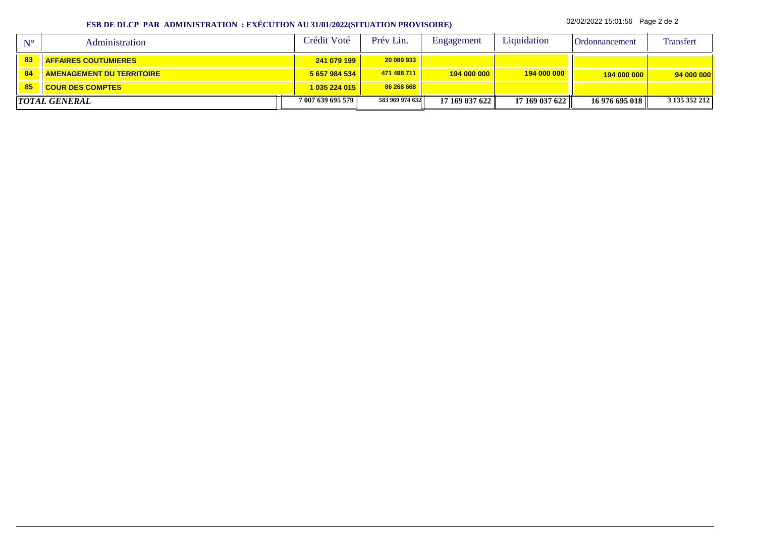## ESB DE DLCP PAR ADMINISTRATION : EXÉCUTION AU 31/01/2022(SITUATION PROVISOIRE)

02/02/2022 15:01:56

| N° | Administration | Crédit Voté | Prév Lin. | Engagement | Liquidation | Ordonnancement | Transfert |
|---|---|---|---|---|---|---|---|
| 83 | **AFFAIRES COUTUMIERES** | **241 079 199** | **20 089 933** | | | | |
| 84 | **AMENAGEMENT DU TERRITOIRE** | **5 657 984 534** | **471 498 711** | **194 000 000** | **194 000 000** | **194 000 000** | **94 000 000** |
| 85 | **COUR DES COMPTES** | **1 035 224 015** | **86 268 668** | | | | |
| ***TOTAL GENERAL*** | | **7 007 639 695 579** | **583 969 974 632** | **17 169 037 622** | **17 169 037 622** | **16 976 695 018** | **3 135 352 212** |